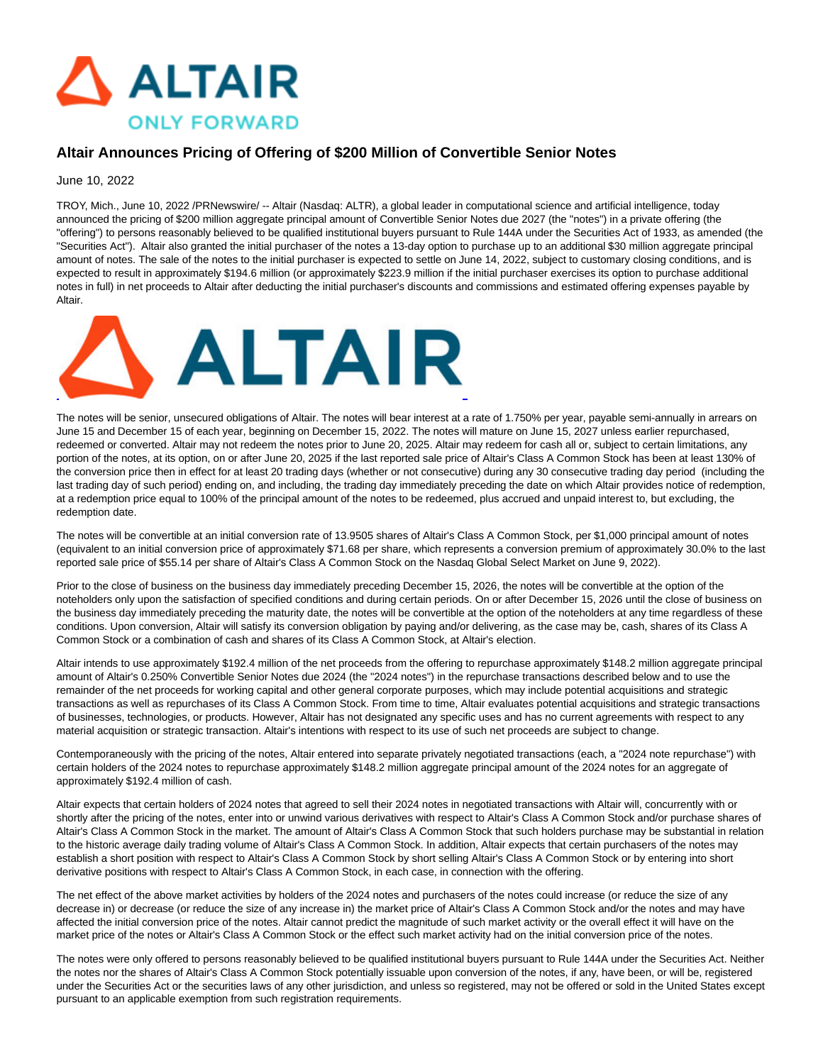# Altair Announces Pricing of Offering of $200 Million of Convertible Senior Notes

June 10, 2022

TROY, Mich., June 10, 2022 /PRNewswire/ -- Altair (Nasdaq: ALTR), a global leader in computational science and artificial intelligence, today announced the pricing of $200 million aggregate principal amount of Convertible Senior Notes due 2027 (the "notes") in a private offering (the "offering") to persons reasonably believed to be qualified institutional buyers pursuant to Rule 144A under the Securities Act of 1933, as amended (the "Securities Act"). Altair also granted the initial purchaser of the notes a 13-day option to purchase up to an additional $30 million aggregate principal amount of notes. The sale of the notes to the initial purchaser is expected to settle on June 14, 2022, subject to customary closing conditions, and is expected to result in approximately $194.6 million (or approximately $223.9 million if the initial purchaser exercises its option to purchase additional notes in full) in net proceeds to Altair after deducting the initial purchaser's discounts and commissions and estimated offering expenses payable by Altair.

The notes will be senior, unsecured obligations of Altair. The notes will bear interest at a rate of 1.750% per year, payable semi-annually in arrears on June 15 and December 15 of each year, beginning on December 15, 2022. The notes will mature on June 15, 2027 unless earlier repurchased, redeemed or converted. Altair may not redeem the notes prior to June 20, 2025. Altair may redeem for cash all or, subject to certain limitations, any portion of the notes, at its option, on or after June 20, 2025 if the last reported sale price of Altair's Class A Common Stock has been at least 130% of the conversion price then in effect for at least 20 trading days (whether or not consecutive) during any 30 consecutive trading day period (including the last trading day of such period) ending on, and including, the trading day immediately preceding the date on which Altair provides notice of redemption, at a redemption price equal to 100% of the principal amount of the notes to be redeemed, plus accrued and unpaid interest to, but excluding, the redemption date.

The notes will be convertible at an initial conversion rate of 13.9505 shares of Altair's Class A Common Stock, per $1,000 principal amount of notes (equivalent to an initial conversion price of approximately $71.68 per share, which represents a conversion premium of approximately 30.0% to the last reported sale price of $55.14 per share of Altair's Class A Common Stock on the Nasdaq Global Select Market on June 9, 2022).

Prior to the close of business on the business day immediately preceding December 15, 2026, the notes will be convertible at the option of the noteholders only upon the satisfaction of specified conditions and during certain periods. On or after December 15, 2026 until the close of business on the business day immediately preceding the maturity date, the notes will be convertible at the option of the noteholders at any time regardless of these conditions. Upon conversion, Altair will satisfy its conversion obligation by paying and/or delivering, as the case may be, cash, shares of its Class A Common Stock or a combination of cash and shares of its Class A Common Stock, at Altair's election.

Altair intends to use approximately $192.4 million of the net proceeds from the offering to repurchase approximately $148.2 million aggregate principal amount of Altair's 0.250% Convertible Senior Notes due 2024 (the "2024 notes") in the repurchase transactions described below and to use the remainder of the net proceeds for working capital and other general corporate purposes, which may include potential acquisitions and strategic transactions as well as repurchases of its Class A Common Stock. From time to time, Altair evaluates potential acquisitions and strategic transactions of businesses, technologies, or products. However, Altair has not designated any specific uses and has no current agreements with respect to any material acquisition or strategic transaction. Altair's intentions with respect to its use of such net proceeds are subject to change.

Contemporaneously with the pricing of the notes, Altair entered into separate privately negotiated transactions (each, a "2024 note repurchase") with certain holders of the 2024 notes to repurchase approximately $148.2 million aggregate principal amount of the 2024 notes for an aggregate of approximately $192.4 million of cash.

Altair expects that certain holders of 2024 notes that agreed to sell their 2024 notes in negotiated transactions with Altair will, concurrently with or shortly after the pricing of the notes, enter into or unwind various derivatives with respect to Altair's Class A Common Stock and/or purchase shares of Altair's Class A Common Stock in the market. The amount of Altair's Class A Common Stock that such holders purchase may be substantial in relation to the historic average daily trading volume of Altair's Class A Common Stock. In addition, Altair expects that certain purchasers of the notes may establish a short position with respect to Altair's Class A Common Stock by short selling Altair's Class A Common Stock or by entering into short derivative positions with respect to Altair's Class A Common Stock, in each case, in connection with the offering.

The net effect of the above market activities by holders of the 2024 notes and purchasers of the notes could increase (or reduce the size of any decrease in) or decrease (or reduce the size of any increase in) the market price of Altair's Class A Common Stock and/or the notes and may have affected the initial conversion price of the notes. Altair cannot predict the magnitude of such market activity or the overall effect it will have on the market price of the notes or Altair's Class A Common Stock or the effect such market activity had on the initial conversion price of the notes.

The notes were only offered to persons reasonably believed to be qualified institutional buyers pursuant to Rule 144A under the Securities Act. Neither the notes nor the shares of Altair's Class A Common Stock potentially issuable upon conversion of the notes, if any, have been, or will be, registered under the Securities Act or the securities laws of any other jurisdiction, and unless so registered, may not be offered or sold in the United States except pursuant to an applicable exemption from such registration requirements.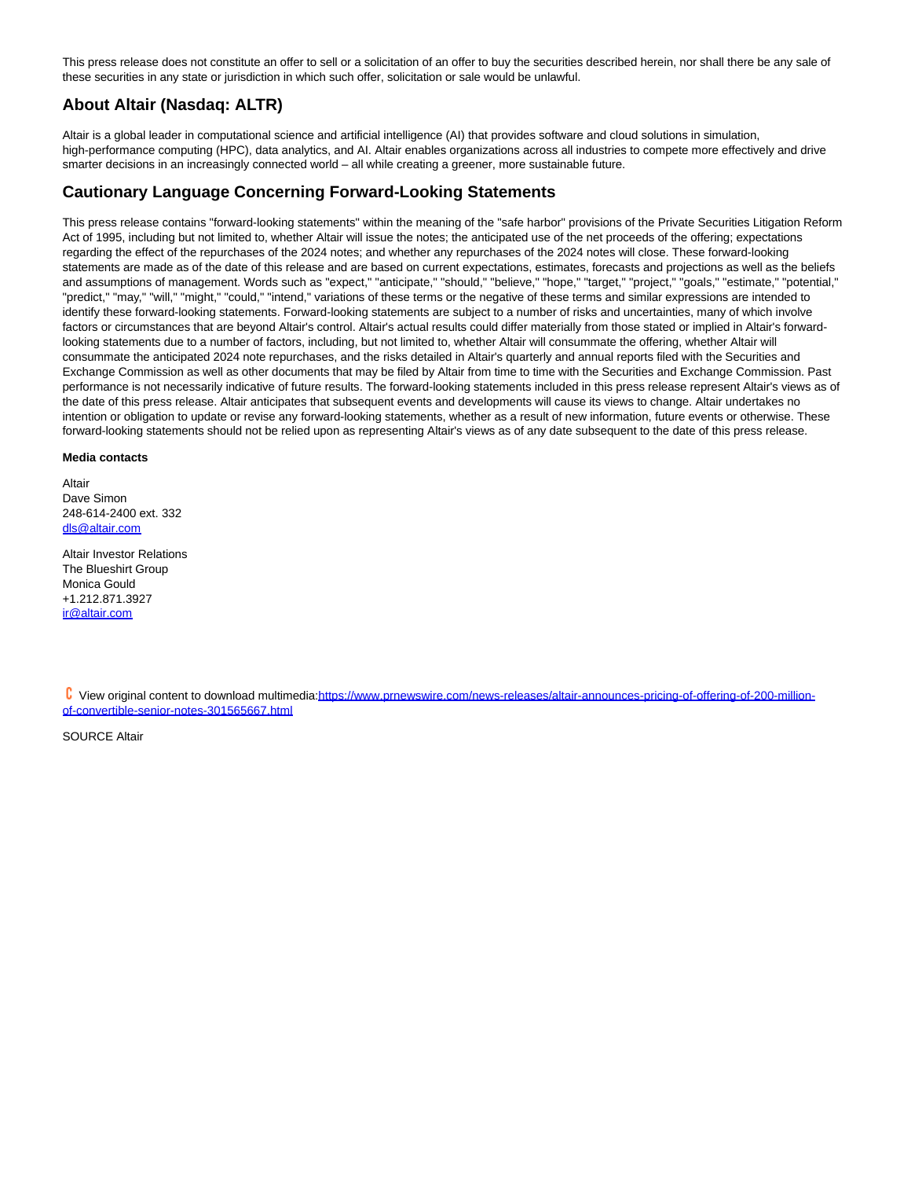This press release does not constitute an offer to sell or a solicitation of an offer to buy the securities described herein, nor shall there be any sale of these securities in any state or jurisdiction in which such offer, solicitation or sale would be unlawful.

## About Altair (Nasdaq: ALTR)

Altair is a global leader in computational science and artificial intelligence (AI) that provides software and cloud solutions in simulation, high-performance computing (HPC), data analytics, and AI. Altair enables organizations across all industries to compete more effectively and drive smarter decisions in an increasingly connected world – all while creating a greener, more sustainable future.

## Cautionary Language Concerning Forward-Looking Statements

This press release contains "forward-looking statements" within the meaning of the "safe harbor" provisions of the Private Securities Litigation Reform Act of 1995, including but not limited to, whether Altair will issue the notes; the anticipated use of the net proceeds of the offering; expectations regarding the effect of the repurchases of the 2024 notes; and whether any repurchases of the 2024 notes will close. These forward-looking statements are made as of the date of this release and are based on current expectations, estimates, forecasts and projections as well as the beliefs and assumptions of management. Words such as "expect," "anticipate," "should," "believe," "hope," "target," "project," "goals," "estimate," "potential," "predict," "may," "will," "might," "could," "intend," variations of these terms or the negative of these terms and similar expressions are intended to identify these forward-looking statements. Forward-looking statements are subject to a number of risks and uncertainties, many of which involve factors or circumstances that are beyond Altair's control. Altair's actual results could differ materially from those stated or implied in Altair's forward-looking statements due to a number of factors, including, but not limited to, whether Altair will consummate the offering, whether Altair will consummate the anticipated 2024 note repurchases, and the risks detailed in Altair's quarterly and annual reports filed with the Securities and Exchange Commission as well as other documents that may be filed by Altair from time to time with the Securities and Exchange Commission. Past performance is not necessarily indicative of future results. The forward-looking statements included in this press release represent Altair's views as of the date of this press release. Altair anticipates that subsequent events and developments will cause its views to change. Altair undertakes no intention or obligation to update or revise any forward-looking statements, whether as a result of new information, future events or otherwise. These forward-looking statements should not be relied upon as representing Altair's views as of any date subsequent to the date of this press release.

**Media contacts**

Altair
Dave Simon
248-614-2400 ext. 332
dls@altair.com

Altair Investor Relations
The Blueshirt Group
Monica Gould
+1.212.871.3927
ir@altair.com

View original content to download multimedia:https://www.prnewswire.com/news-releases/altair-announces-pricing-of-offering-of-200-million-of-convertible-senior-notes-301565667.html

SOURCE Altair